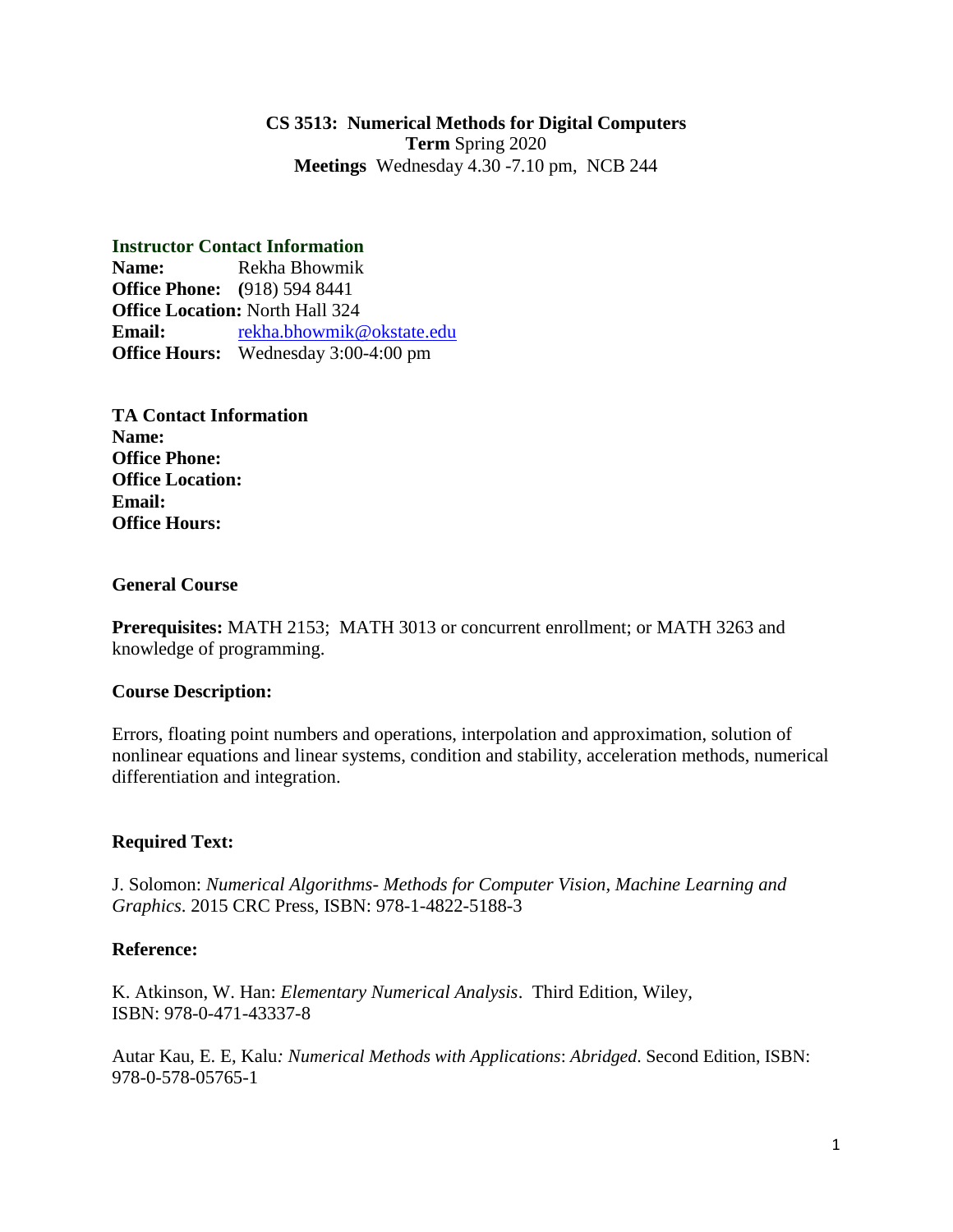# CS 3513: Numerical Methods for Digital Computers

**Term** Spring 2020

**Meetings** Wednesday 4.30 -7.10 pm, NCB 244

## Instructor Contact Information

**Name:** Rekha Bhowmik
**Office Phone:** **(**918) 594 8441
**Office Location:** North Hall 324
**Email:** rekha.bhowmik@okstate.edu
**Office Hours:** Wednesday 3:00-4:00 pm

## TA Contact Information

**Name:**
**Office Phone:**
**Office Location:**
**Email:**
**Office Hours:**

## General Course

**Prerequisites:** MATH 2153; MATH 3013 or concurrent enrollment; or MATH 3263 and knowledge of programming.

### Course Description:

Errors, floating point numbers and operations, interpolation and approximation, solution of nonlinear equations and linear systems, condition and stability, acceleration methods, numerical differentiation and integration.

### Required Text:

J. Solomon: *Numerical Algorithms- Methods for Computer Vision, Machine Learning and Graphics*. 2015 CRC Press, ISBN: 978-1-4822-5188-3

### Reference:

K. Atkinson, W. Han: *Elementary Numerical Analysis*. Third Edition, Wiley, ISBN: 978-0-471-43337-8

Autar Kau, E. E, Kalu*: Numerical Methods with Applications*: *Abridged*. Second Edition, ISBN: 978-0-578-05765-1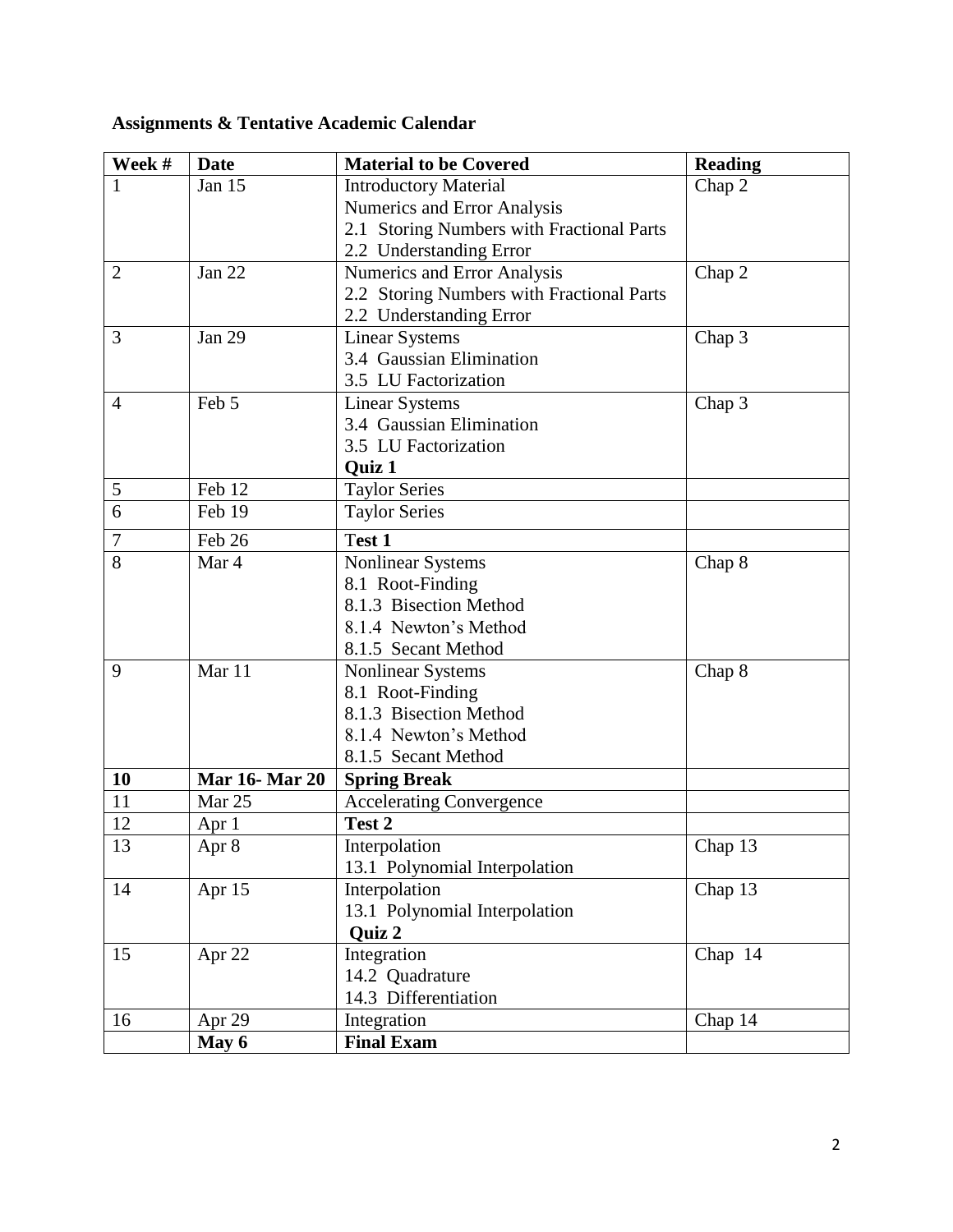**Assignments & Tentative Academic Calendar**

| **Week #** | **Date** | **Material to be Covered** | **Reading** |
|---|---|---|---|
| 1 | Jan 15 | Introductory Material<br>Numerics and Error Analysis<br>2.1 Storing Numbers with Fractional Parts<br>2.2 Understanding Error | Chap 2 |
| 2 | Jan 22 | Numerics and Error Analysis<br>2.2 Storing Numbers with Fractional Parts<br>2.2 Understanding Error | Chap 2 |
| 3 | Jan 29 | Linear Systems<br>3.4 Gaussian Elimination<br>3.5 LU Factorization | Chap 3 |
| 4 | Feb 5 | Linear Systems<br>3.4 Gaussian Elimination<br>3.5 LU Factorization<br>**Quiz 1** | Chap 3 |
| 5 | Feb 12 | Taylor Series | |
| 6 | Feb 19 | Taylor Series | |
| 7 | Feb 26 | **Test 1** | |
| 8 | Mar 4 | Nonlinear Systems<br>8.1 Root-Finding<br>8.1.3 Bisection Method<br>8.1.4 Newton's Method<br>8.1.5 Secant Method | Chap 8 |
| 9 | Mar 11 | Nonlinear Systems<br>8.1 Root-Finding<br>8.1.3 Bisection Method<br>8.1.4 Newton's Method<br>8.1.5 Secant Method | Chap 8 |
| **10** | **Mar 16- Mar 20** | **Spring Break** | |
| 11 | Mar 25 | Accelerating Convergence | |
| 12 | Apr 1 | **Test 2** | |
| 13 | Apr 8 | Interpolation<br>13.1 Polynomial Interpolation | Chap 13 |
| 14 | Apr 15 | Interpolation<br>13.1 Polynomial Interpolation<br>**Quiz 2** | Chap 13 |
| 15 | Apr 22 | Integration<br>14.2 Quadrature<br>14.3 Differentiation | Chap 14 |
| 16 | Apr 29 | Integration | Chap 14 |
| | **May 6** | **Final Exam** | |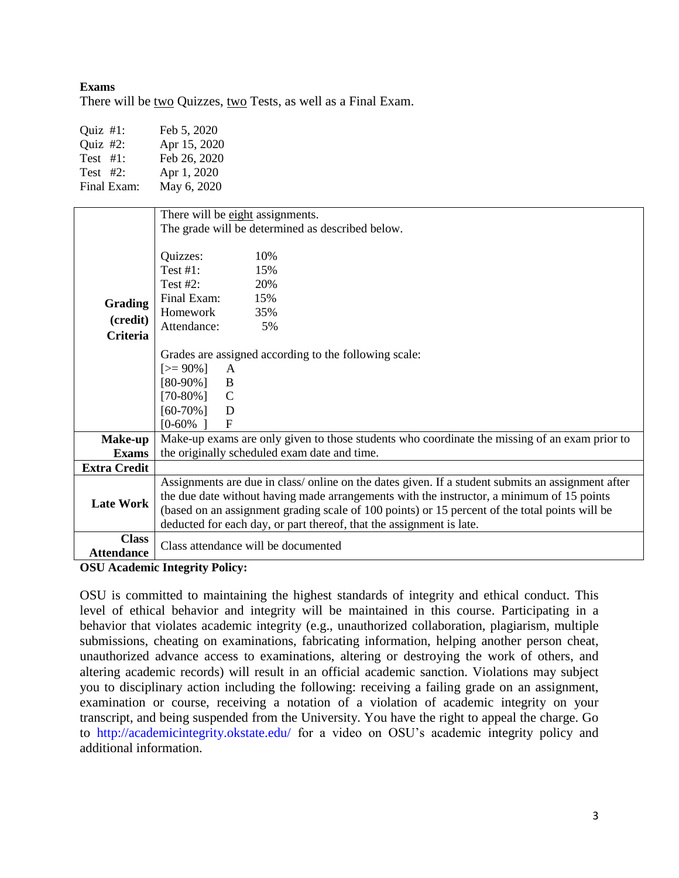**Exams**

There will be two Quizzes, two Tests, as well as a Final Exam.

| | |
|---|---|
| Quiz #1: | Feb 5, 2020 |
| Quiz #2: | Apr 15, 2020 |
| Test #1: | Feb 26, 2020 |
| Test #2: | Apr 1, 2020 |
| Final Exam: | May 6, 2020 |

| | |
|---|---|
| **Grading (credit) Criteria** | There will be eight assignments.<br>The grade will be determined as described below.<br><br>Quizzes: 10%<br>Test #1: 15%<br>Test #2: 20%<br>Final Exam: 15%<br>Homework 35%<br>Attendance: 5%<br><br>Grades are assigned according to the following scale:<br>[>= 90%] A<br>[80-90%] B<br>[70-80%] C<br>[60-70%] D<br>[0-60% ] F |
| **Make-up Exams** | Make-up exams are only given to those students who coordinate the missing of an exam prior to the originally scheduled exam date and time. |
| **Extra Credit** | |
| **Late Work** | Assignments are due in class/ online on the dates given. If a student submits an assignment after the due date without having made arrangements with the instructor, a minimum of 15 points (based on an assignment grading scale of 100 points) or 15 percent of the total points will be deducted for each day, or part thereof, that the assignment is late. |
| **Class Attendance** | Class attendance will be documented |

**OSU Academic Integrity Policy:**

OSU is committed to maintaining the highest standards of integrity and ethical conduct. This level of ethical behavior and integrity will be maintained in this course. Participating in a behavior that violates academic integrity (e.g., unauthorized collaboration, plagiarism, multiple submissions, cheating on examinations, fabricating information, helping another person cheat, unauthorized advance access to examinations, altering or destroying the work of others, and altering academic records) will result in an official academic sanction. Violations may subject you to disciplinary action including the following: receiving a failing grade on an assignment, examination or course, receiving a notation of a violation of academic integrity on your transcript, and being suspended from the University. You have the right to appeal the charge. Go to http://academicintegrity.okstate.edu/ for a video on OSU's academic integrity policy and additional information.